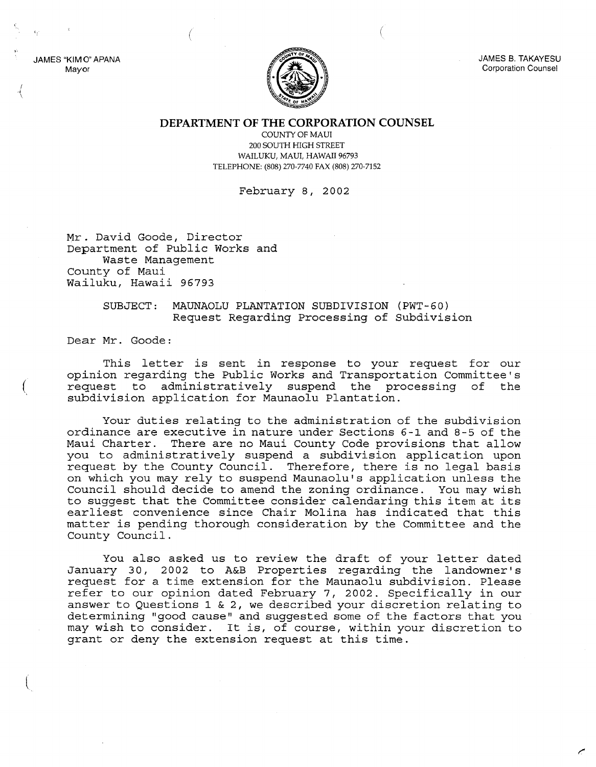JAMES "KIMO" APANA
Mayor

JAMES B. TAKAYESU
Corporation Counsel

# DEPARTMENT OF THE CORPORATION COUNSEL

COUNTY OF MAUI
200 SOUTH HIGH STREET
WAILUKU, MAUI, HAWAII 96793
TELEPHONE: (808) 270-7740 FAX (808) 270-7152

February 8, 2002

Mr. David Goode, Director
Department of Public Works and
Waste Management
County of Maui
Wailuku, Hawaii 96793

SUBJECT: MAUNAOLU PLANTATION SUBDIVISION (PWT-60)
Request Regarding Processing of Subdivision

Dear Mr. Goode:

This letter is sent in response to your request for our opinion regarding the Public Works and Transportation Committee's request to administratively suspend the processing of the subdivision application for Maunaolu Plantation.

Your duties relating to the administration of the subdivision ordinance are executive in nature under Sections 6-1 and 8-5 of the Maui Charter. There are no Maui County Code provisions that allow you to administratively suspend a subdivision application upon request by the County Council. Therefore, there is no legal basis on which you may rely to suspend Maunaolu's application unless the Council should decide to amend the zoning ordinance. You may wish to suggest that the Committee consider calendaring this item at its earliest convenience since Chair Molina has indicated that this matter is pending thorough consideration by the Committee and the County Council.

You also asked us to review the draft of your letter dated January 30, 2002 to A&B Properties regarding the landowner's request for a time extension for the Maunaolu subdivision. Please refer to our opinion dated February 7, 2002. Specifically in our answer to Questions 1 & 2, we described your discretion relating to determining "good cause" and suggested some of the factors that you may wish to consider. It is, of course, within your discretion to grant or deny the extension request at this time.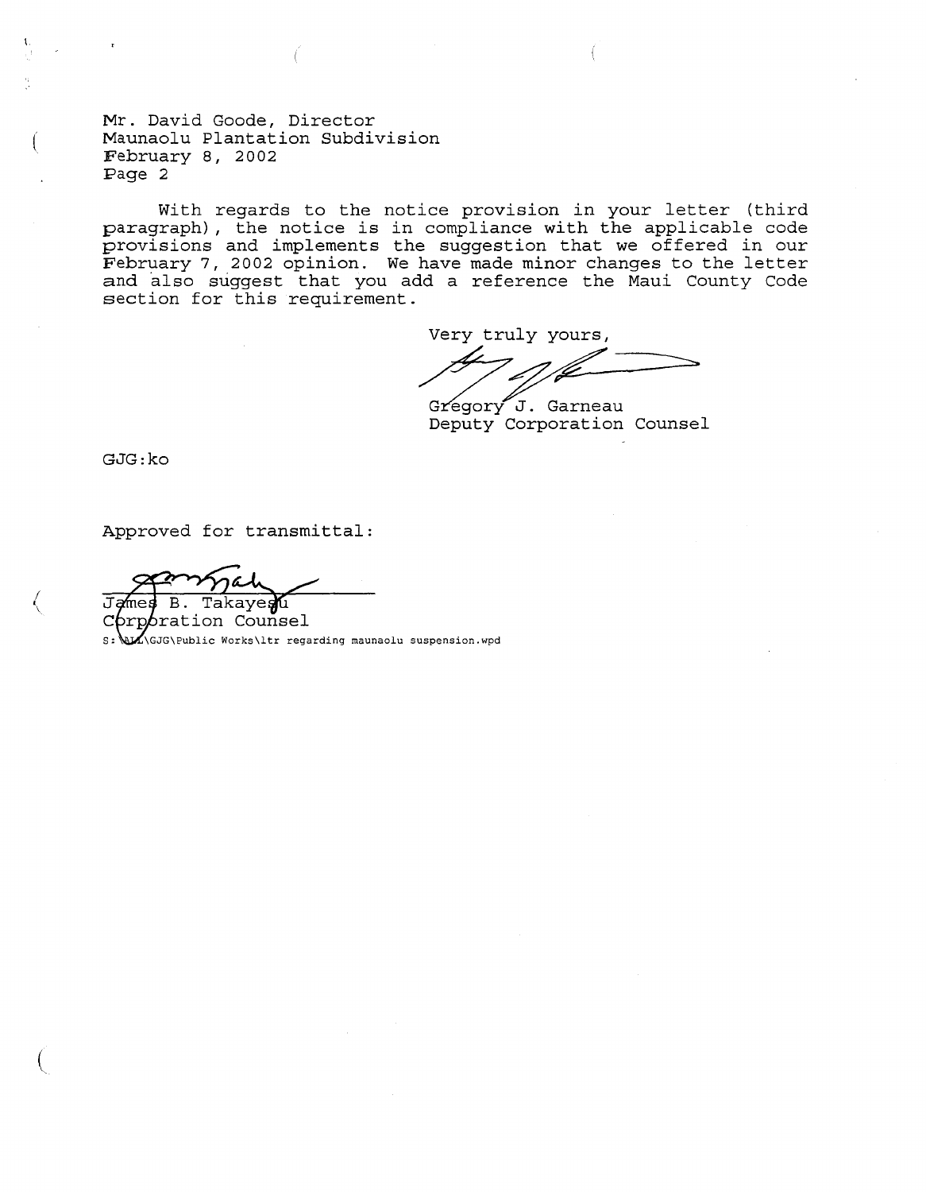Mr. David Goode, Director
Maunaolu Plantation Subdivision
February 8, 2002
Page 2

With regards to the notice provision in your letter (third paragraph), the notice is in compliance with the applicable code provisions and implements the suggestion that we offered in our February 7, 2002 opinion. We have made minor changes to the letter and also suggest that you add a reference the Maui County Code section for this requirement.

Very truly yours,

Gregory J. Garneau
Deputy Corporation Counsel

GJG:ko

Approved for transmittal:

James B. Takayesu
Corporation Counsel

S:\ALL\GJG\Public Works\ltr regarding maunaolu suspension.wpd